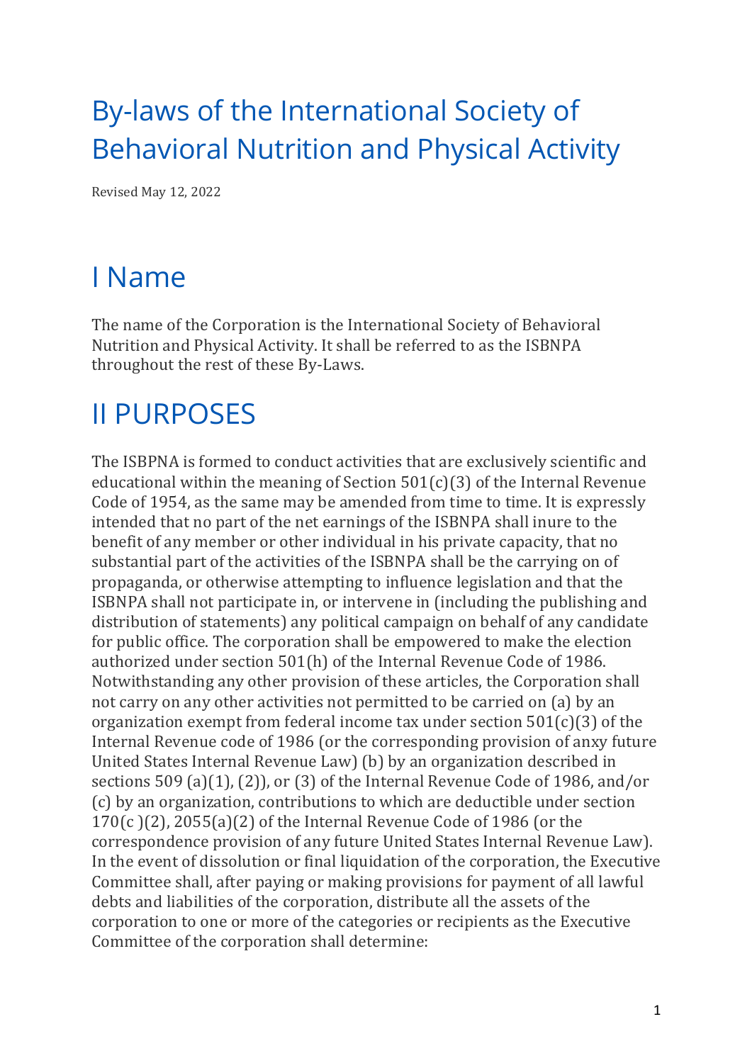# By-laws of the International Society of Behavioral Nutrition and Physical Activity

Revised May 12, 2022

## I Name

The name of the Corporation is the International Society of Behavioral Nutrition and Physical Activity. It shall be referred to as the ISBNPA throughout the rest of these By-Laws.

## II PURPOSES

The ISBPNA is formed to conduct activities that are exclusively scientific and educational within the meaning of Section 501(c)(3) of the Internal Revenue Code of 1954, as the same may be amended from time to time. It is expressly intended that no part of the net earnings of the ISBNPA shall inure to the benefit of any member or other individual in his private capacity, that no substantial part of the activities of the ISBNPA shall be the carrying on of propaganda, or otherwise attempting to influence legislation and that the ISBNPA shall not participate in, or intervene in (including the publishing and distribution of statements) any political campaign on behalf of any candidate for public office. The corporation shall be empowered to make the election authorized under section 501(h) of the Internal Revenue Code of 1986. Notwithstanding any other provision of these articles, the Corporation shall not carry on any other activities not permitted to be carried on (a) by an organization exempt from federal income tax under section 501(c)(3) of the Internal Revenue code of 1986 (or the corresponding provision of anxy future United States Internal Revenue Law) (b) by an organization described in sections 509 (a)(1), (2)), or (3) of the Internal Revenue Code of 1986, and/or (c) by an organization, contributions to which are deductible under section 170(c )(2), 2055(a)(2) of the Internal Revenue Code of 1986 (or the correspondence provision of any future United States Internal Revenue Law). In the event of dissolution or final liquidation of the corporation, the Executive Committee shall, after paying or making provisions for payment of all lawful debts and liabilities of the corporation, distribute all the assets of the corporation to one or more of the categories or recipients as the Executive Committee of the corporation shall determine: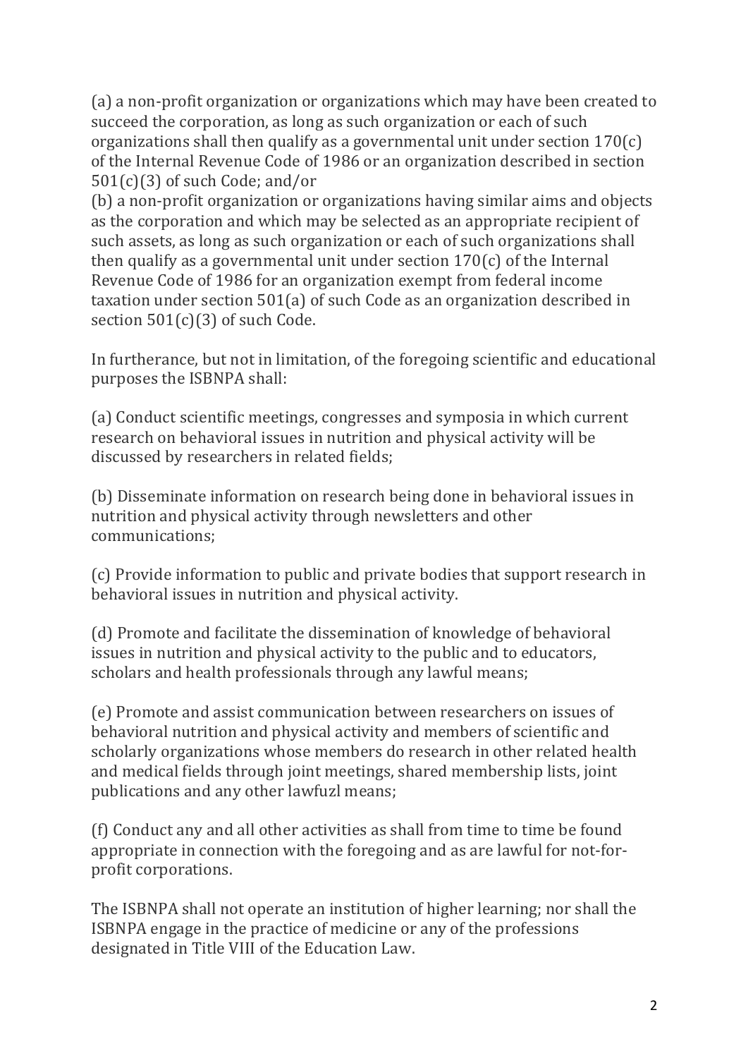(a) a non-profit organization or organizations which may have been created to succeed the corporation, as long as such organization or each of such organizations shall then qualify as a governmental unit under section 170(c) of the Internal Revenue Code of 1986 or an organization described in section 501(c)(3) of such Code; and/or

(b) a non-profit organization or organizations having similar aims and objects as the corporation and which may be selected as an appropriate recipient of such assets, as long as such organization or each of such organizations shall then qualify as a governmental unit under section 170(c) of the Internal Revenue Code of 1986 for an organization exempt from federal income taxation under section 501(a) of such Code as an organization described in section 501(c)(3) of such Code.

In furtherance, but not in limitation, of the foregoing scientific and educational purposes the ISBNPA shall:

(a) Conduct scientific meetings, congresses and symposia in which current research on behavioral issues in nutrition and physical activity will be discussed by researchers in related fields;

(b) Disseminate information on research being done in behavioral issues in nutrition and physical activity through newsletters and other communications;

(c) Provide information to public and private bodies that support research in behavioral issues in nutrition and physical activity.

(d) Promote and facilitate the dissemination of knowledge of behavioral issues in nutrition and physical activity to the public and to educators, scholars and health professionals through any lawful means;

(e) Promote and assist communication between researchers on issues of behavioral nutrition and physical activity and members of scientific and scholarly organizations whose members do research in other related health and medical fields through joint meetings, shared membership lists, joint publications and any other lawfuzl means;

(f) Conduct any and all other activities as shall from time to time be found appropriate in connection with the foregoing and as are lawful for not-for-profit corporations.

The ISBNPA shall not operate an institution of higher learning; nor shall the ISBNPA engage in the practice of medicine or any of the professions designated in Title VIII of the Education Law.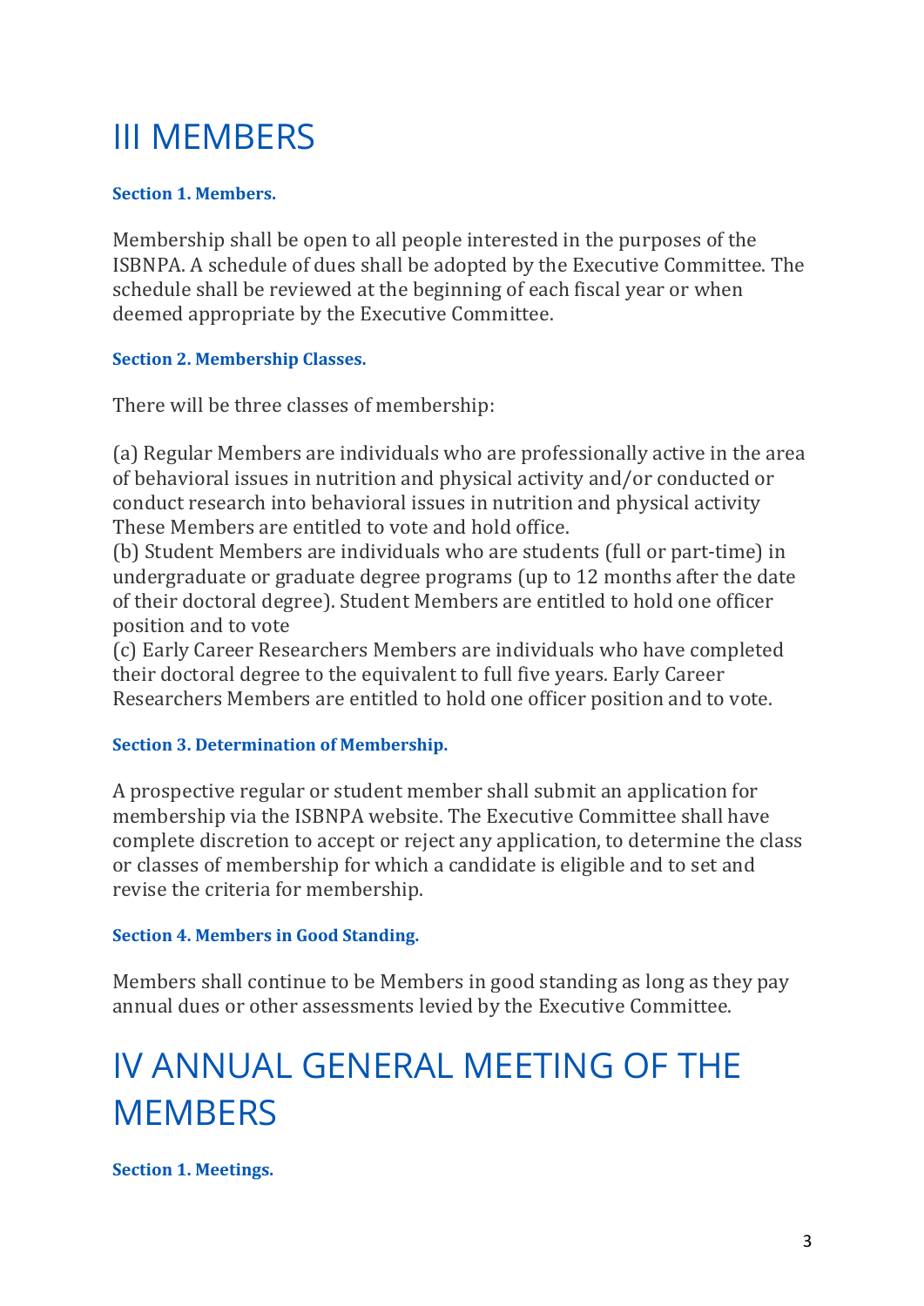# III MEMBERS

### Section 1. Members.

Membership shall be open to all people interested in the purposes of the ISBNPA. A schedule of dues shall be adopted by the Executive Committee. The schedule shall be reviewed at the beginning of each fiscal year or when deemed appropriate by the Executive Committee.

### Section 2. Membership Classes.

There will be three classes of membership:

(a) Regular Members are individuals who are professionally active in the area of behavioral issues in nutrition and physical activity and/or conducted or conduct research into behavioral issues in nutrition and physical activity These Members are entitled to vote and hold office.
(b) Student Members are individuals who are students (full or part-time) in undergraduate or graduate degree programs (up to 12 months after the date of their doctoral degree). Student Members are entitled to hold one officer position and to vote
(c) Early Career Researchers Members are individuals who have completed their doctoral degree to the equivalent to full five years. Early Career Researchers Members are entitled to hold one officer position and to vote.

### Section 3. Determination of Membership.

A prospective regular or student member shall submit an application for membership via the ISBNPA website. The Executive Committee shall have complete discretion to accept or reject any application, to determine the class or classes of membership for which a candidate is eligible and to set and revise the criteria for membership.

### Section 4. Members in Good Standing.

Members shall continue to be Members in good standing as long as they pay annual dues or other assessments levied by the Executive Committee.

# IV ANNUAL GENERAL MEETING OF THE MEMBERS

### Section 1. Meetings.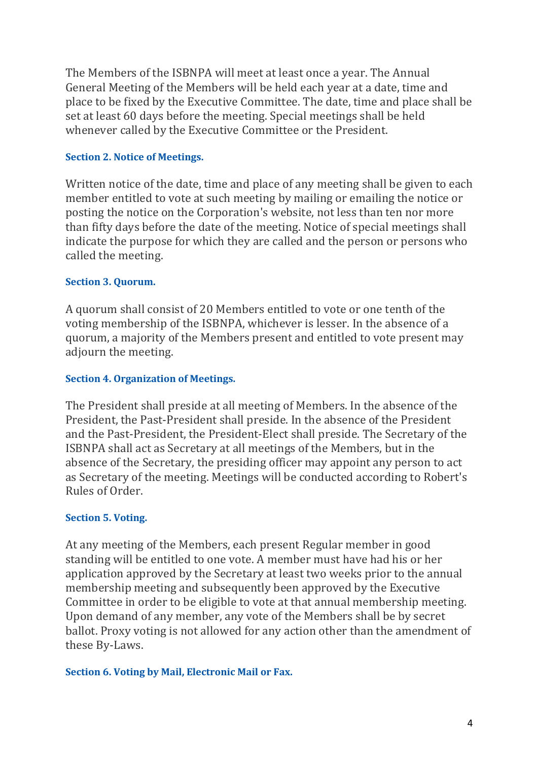The Members of the ISBNPA will meet at least once a year. The Annual General Meeting of the Members will be held each year at a date, time and place to be fixed by the Executive Committee. The date, time and place shall be set at least 60 days before the meeting. Special meetings shall be held whenever called by the Executive Committee or the President.

### Section 2. Notice of Meetings.

Written notice of the date, time and place of any meeting shall be given to each member entitled to vote at such meeting by mailing or emailing the notice or posting the notice on the Corporation's website, not less than ten nor more than fifty days before the date of the meeting. Notice of special meetings shall indicate the purpose for which they are called and the person or persons who called the meeting.

### Section 3. Quorum.

A quorum shall consist of 20 Members entitled to vote or one tenth of the voting membership of the ISBNPA, whichever is lesser. In the absence of a quorum, a majority of the Members present and entitled to vote present may adjourn the meeting.

### Section 4. Organization of Meetings.

The President shall preside at all meeting of Members. In the absence of the President, the Past-President shall preside. In the absence of the President and the Past-President, the President-Elect shall preside. The Secretary of the ISBNPA shall act as Secretary at all meetings of the Members, but in the absence of the Secretary, the presiding officer may appoint any person to act as Secretary of the meeting. Meetings will be conducted according to Robert's Rules of Order.

### Section 5. Voting.

At any meeting of the Members, each present Regular member in good standing will be entitled to one vote. A member must have had his or her application approved by the Secretary at least two weeks prior to the annual membership meeting and subsequently been approved by the Executive Committee in order to be eligible to vote at that annual membership meeting. Upon demand of any member, any vote of the Members shall be by secret ballot. Proxy voting is not allowed for any action other than the amendment of these By-Laws.

### Section 6. Voting by Mail, Electronic Mail or Fax.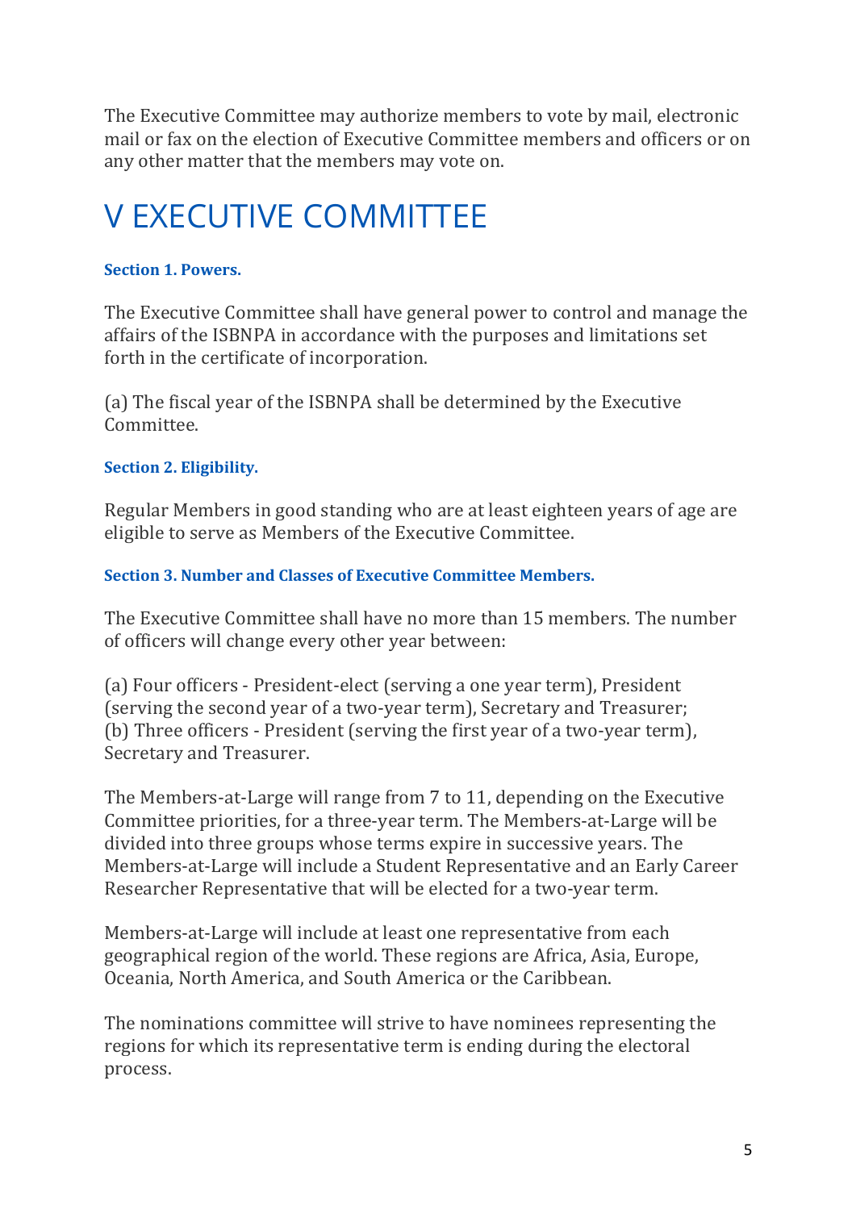The Executive Committee may authorize members to vote by mail, electronic mail or fax on the election of Executive Committee members and officers or on any other matter that the members may vote on.

# V EXECUTIVE COMMITTEE

**Section 1. Powers.**

The Executive Committee shall have general power to control and manage the affairs of the ISBNPA in accordance with the purposes and limitations set forth in the certificate of incorporation.

(a) The fiscal year of the ISBNPA shall be determined by the Executive Committee.

**Section 2. Eligibility.**

Regular Members in good standing who are at least eighteen years of age are eligible to serve as Members of the Executive Committee.

**Section 3. Number and Classes of Executive Committee Members.**

The Executive Committee shall have no more than 15 members. The number of officers will change every other year between:

(a) Four officers - President-elect (serving a one year term), President (serving the second year of a two-year term), Secretary and Treasurer;
(b) Three officers - President (serving the first year of a two-year term), Secretary and Treasurer.

The Members-at-Large will range from 7 to 11, depending on the Executive Committee priorities, for a three-year term. The Members-at-Large will be divided into three groups whose terms expire in successive years. The Members-at-Large will include a Student Representative and an Early Career Researcher Representative that will be elected for a two-year term.

Members-at-Large will include at least one representative from each geographical region of the world. These regions are Africa, Asia, Europe, Oceania, North America, and South America or the Caribbean.

The nominations committee will strive to have nominees representing the regions for which its representative term is ending during the electoral process.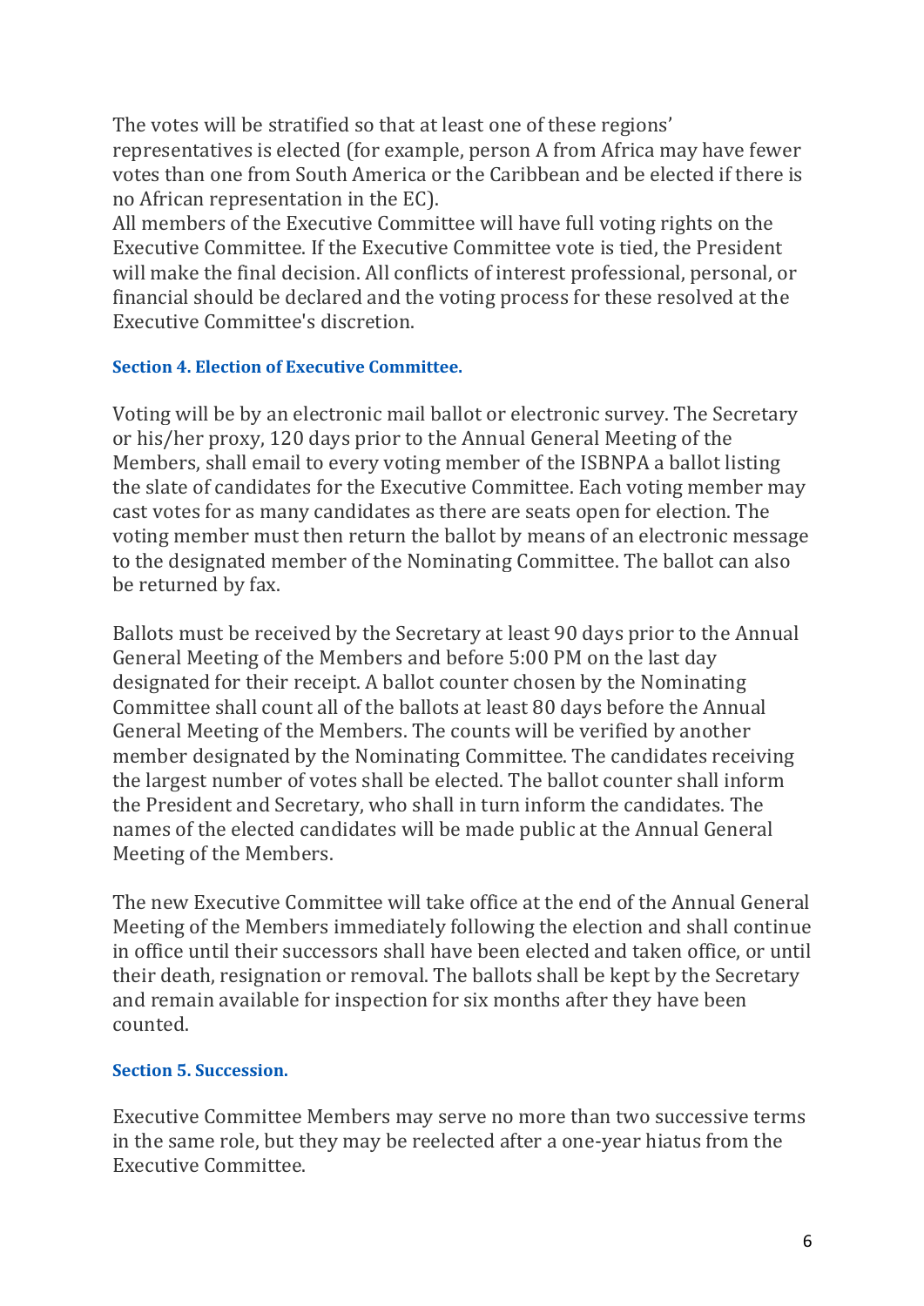The votes will be stratified so that at least one of these regions' representatives is elected (for example, person A from Africa may have fewer votes than one from South America or the Caribbean and be elected if there is no African representation in the EC).
All members of the Executive Committee will have full voting rights on the Executive Committee. If the Executive Committee vote is tied, the President will make the final decision. All conflicts of interest professional, personal, or financial should be declared and the voting process for these resolved at the Executive Committee's discretion.

#### Section 4. Election of Executive Committee.

Voting will be by an electronic mail ballot or electronic survey. The Secretary or his/her proxy, 120 days prior to the Annual General Meeting of the Members, shall email to every voting member of the ISBNPA a ballot listing the slate of candidates for the Executive Committee. Each voting member may cast votes for as many candidates as there are seats open for election. The voting member must then return the ballot by means of an electronic message to the designated member of the Nominating Committee. The ballot can also be returned by fax.

Ballots must be received by the Secretary at least 90 days prior to the Annual General Meeting of the Members and before 5:00 PM on the last day designated for their receipt. A ballot counter chosen by the Nominating Committee shall count all of the ballots at least 80 days before the Annual General Meeting of the Members. The counts will be verified by another member designated by the Nominating Committee. The candidates receiving the largest number of votes shall be elected. The ballot counter shall inform the President and Secretary, who shall in turn inform the candidates. The names of the elected candidates will be made public at the Annual General Meeting of the Members.

The new Executive Committee will take office at the end of the Annual General Meeting of the Members immediately following the election and shall continue in office until their successors shall have been elected and taken office, or until their death, resignation or removal. The ballots shall be kept by the Secretary and remain available for inspection for six months after they have been counted.

#### Section 5. Succession.

Executive Committee Members may serve no more than two successive terms in the same role, but they may be reelected after a one-year hiatus from the Executive Committee.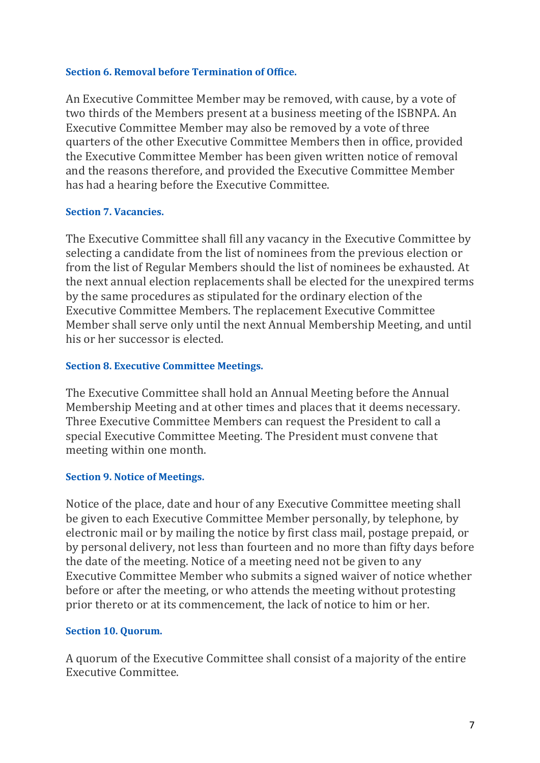#### Section 6. Removal before Termination of Office.

An Executive Committee Member may be removed, with cause, by a vote of two thirds of the Members present at a business meeting of the ISBNPA. An Executive Committee Member may also be removed by a vote of three quarters of the other Executive Committee Members then in office, provided the Executive Committee Member has been given written notice of removal and the reasons therefore, and provided the Executive Committee Member has had a hearing before the Executive Committee.

#### Section 7. Vacancies.

The Executive Committee shall fill any vacancy in the Executive Committee by selecting a candidate from the list of nominees from the previous election or from the list of Regular Members should the list of nominees be exhausted. At the next annual election replacements shall be elected for the unexpired terms by the same procedures as stipulated for the ordinary election of the Executive Committee Members. The replacement Executive Committee Member shall serve only until the next Annual Membership Meeting, and until his or her successor is elected.

#### Section 8. Executive Committee Meetings.

The Executive Committee shall hold an Annual Meeting before the Annual Membership Meeting and at other times and places that it deems necessary. Three Executive Committee Members can request the President to call a special Executive Committee Meeting. The President must convene that meeting within one month.

#### Section 9. Notice of Meetings.

Notice of the place, date and hour of any Executive Committee meeting shall be given to each Executive Committee Member personally, by telephone, by electronic mail or by mailing the notice by first class mail, postage prepaid, or by personal delivery, not less than fourteen and no more than fifty days before the date of the meeting. Notice of a meeting need not be given to any Executive Committee Member who submits a signed waiver of notice whether before or after the meeting, or who attends the meeting without protesting prior thereto or at its commencement, the lack of notice to him or her.

#### Section 10. Quorum.

A quorum of the Executive Committee shall consist of a majority of the entire Executive Committee.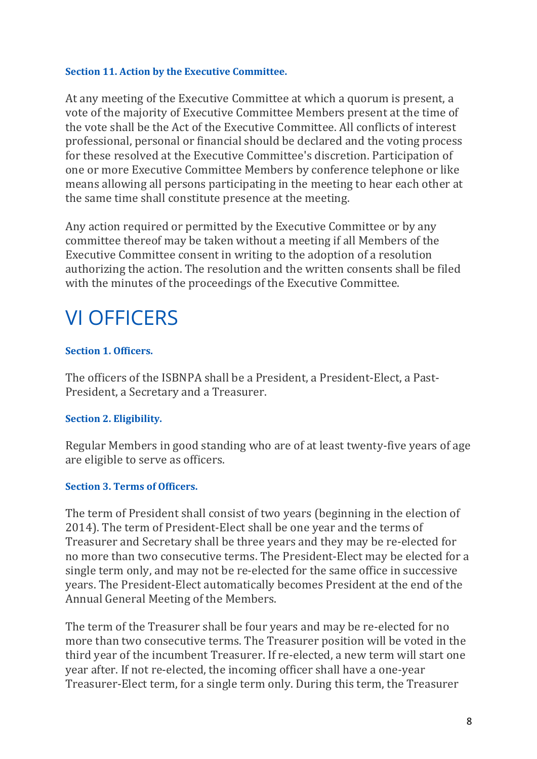### Section 11. Action by the Executive Committee.

At any meeting of the Executive Committee at which a quorum is present, a vote of the majority of Executive Committee Members present at the time of the vote shall be the Act of the Executive Committee. All conflicts of interest professional, personal or financial should be declared and the voting process for these resolved at the Executive Committee's discretion. Participation of one or more Executive Committee Members by conference telephone or like means allowing all persons participating in the meeting to hear each other at the same time shall constitute presence at the meeting.

Any action required or permitted by the Executive Committee or by any committee thereof may be taken without a meeting if all Members of the Executive Committee consent in writing to the adoption of a resolution authorizing the action. The resolution and the written consents shall be filed with the minutes of the proceedings of the Executive Committee.

# VI OFFICERS

### Section 1. Officers.

The officers of the ISBNPA shall be a President, a President-Elect, a Past-President, a Secretary and a Treasurer.

### Section 2. Eligibility.

Regular Members in good standing who are of at least twenty-five years of age are eligible to serve as officers.

### Section 3. Terms of Officers.

The term of President shall consist of two years (beginning in the election of 2014). The term of President-Elect shall be one year and the terms of Treasurer and Secretary shall be three years and they may be re-elected for no more than two consecutive terms. The President-Elect may be elected for a single term only, and may not be re-elected for the same office in successive years. The President-Elect automatically becomes President at the end of the Annual General Meeting of the Members.

The term of the Treasurer shall be four years and may be re-elected for no more than two consecutive terms. The Treasurer position will be voted in the third year of the incumbent Treasurer. If re-elected, a new term will start one year after. If not re-elected, the incoming officer shall have a one-year Treasurer-Elect term, for a single term only. During this term, the Treasurer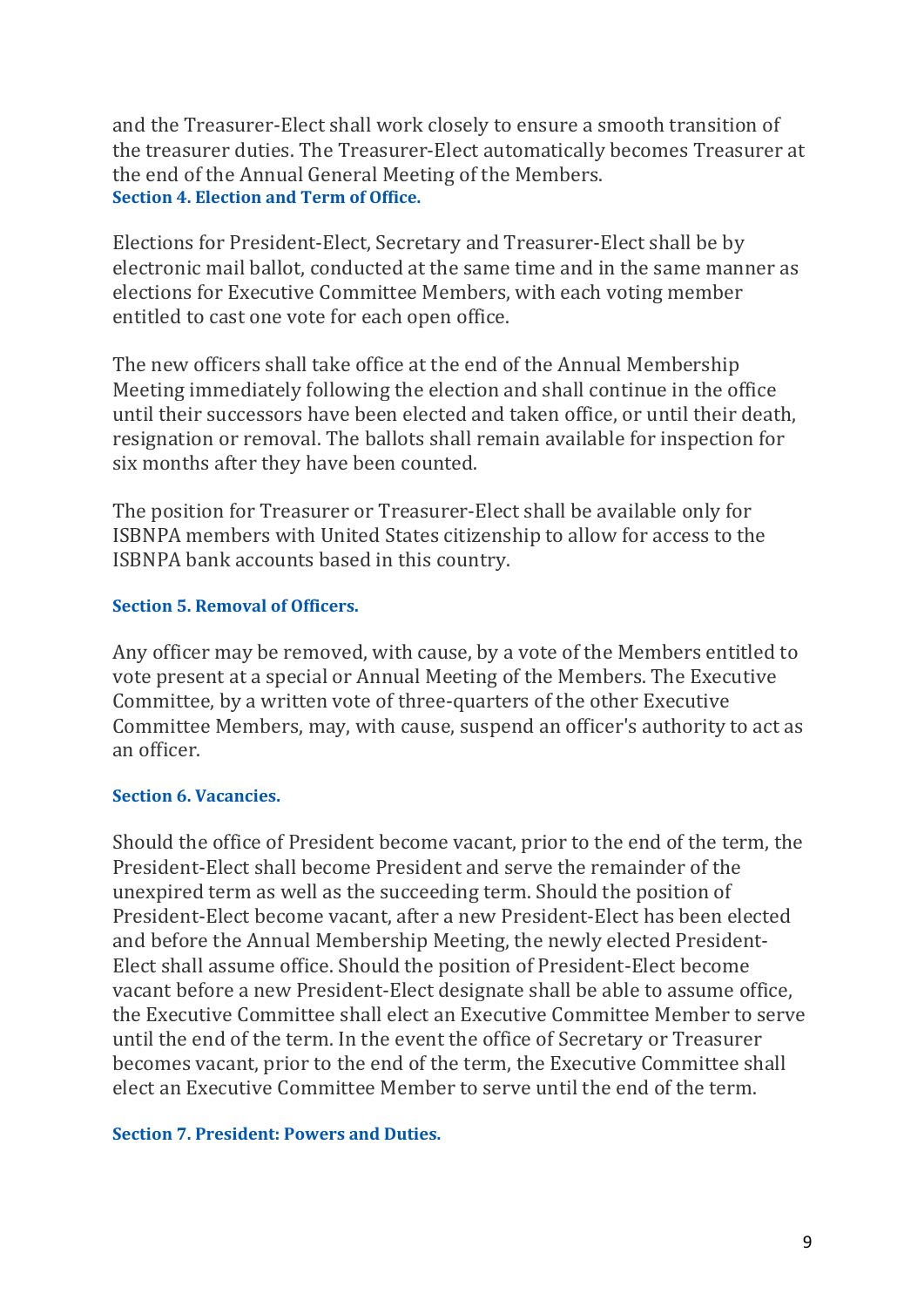and the Treasurer-Elect shall work closely to ensure a smooth transition of the treasurer duties. The Treasurer-Elect automatically becomes Treasurer at the end of the Annual General Meeting of the Members.

**Section 4. Election and Term of Office.**

Elections for President-Elect, Secretary and Treasurer-Elect shall be by electronic mail ballot, conducted at the same time and in the same manner as elections for Executive Committee Members, with each voting member entitled to cast one vote for each open office.

The new officers shall take office at the end of the Annual Membership Meeting immediately following the election and shall continue in the office until their successors have been elected and taken office, or until their death, resignation or removal. The ballots shall remain available for inspection for six months after they have been counted.

The position for Treasurer or Treasurer-Elect shall be available only for ISBNPA members with United States citizenship to allow for access to the ISBNPA bank accounts based in this country.

**Section 5. Removal of Officers.**

Any officer may be removed, with cause, by a vote of the Members entitled to vote present at a special or Annual Meeting of the Members. The Executive Committee, by a written vote of three-quarters of the other Executive Committee Members, may, with cause, suspend an officer's authority to act as an officer.

**Section 6. Vacancies.**

Should the office of President become vacant, prior to the end of the term, the President-Elect shall become President and serve the remainder of the unexpired term as well as the succeeding term. Should the position of President-Elect become vacant, after a new President-Elect has been elected and before the Annual Membership Meeting, the newly elected President-Elect shall assume office. Should the position of President-Elect become vacant before a new President-Elect designate shall be able to assume office, the Executive Committee shall elect an Executive Committee Member to serve until the end of the term. In the event the office of Secretary or Treasurer becomes vacant, prior to the end of the term, the Executive Committee shall elect an Executive Committee Member to serve until the end of the term.

**Section 7. President: Powers and Duties.**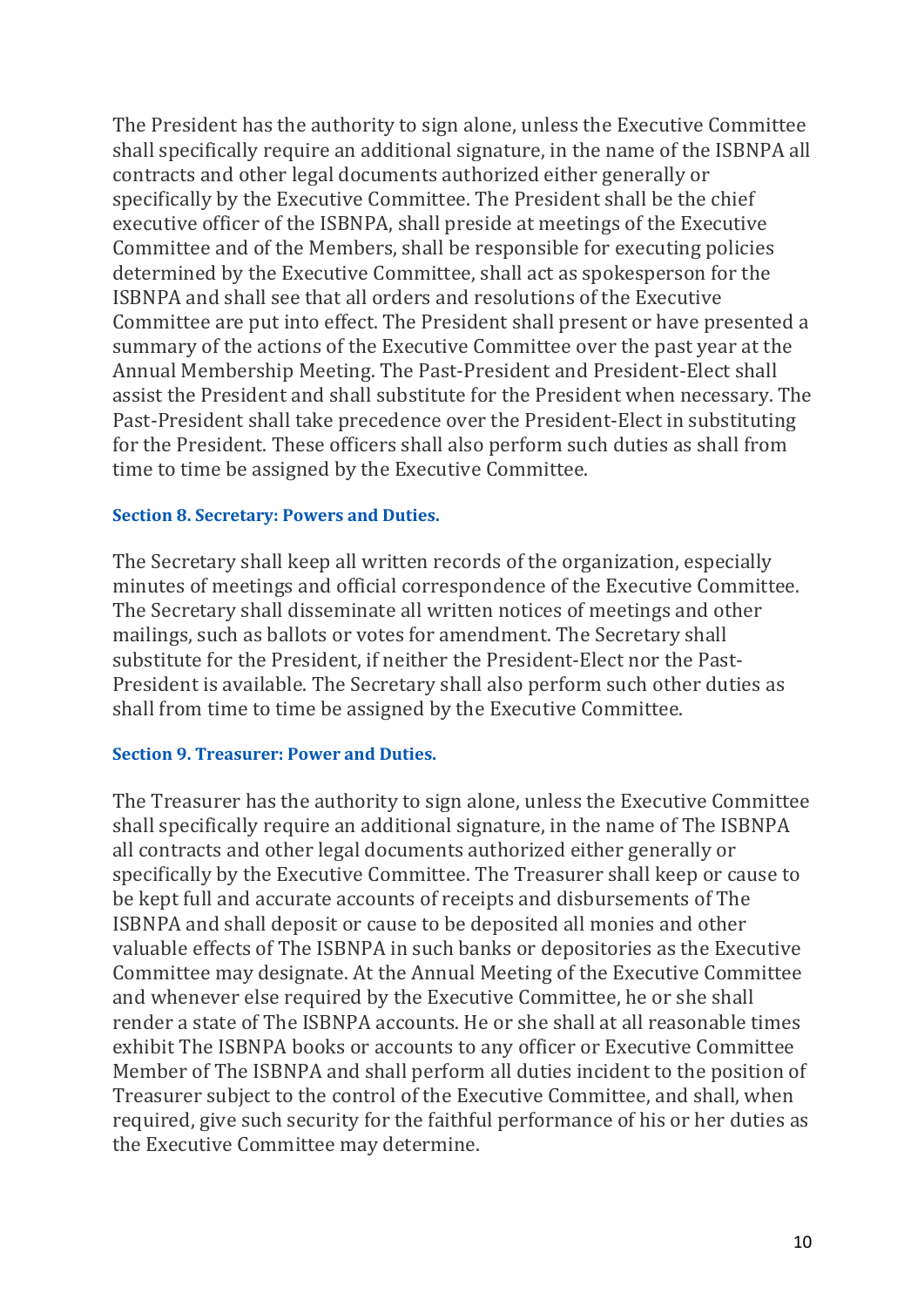The President has the authority to sign alone, unless the Executive Committee shall specifically require an additional signature, in the name of the ISBNPA all contracts and other legal documents authorized either generally or specifically by the Executive Committee. The President shall be the chief executive officer of the ISBNPA, shall preside at meetings of the Executive Committee and of the Members, shall be responsible for executing policies determined by the Executive Committee, shall act as spokesperson for the ISBNPA and shall see that all orders and resolutions of the Executive Committee are put into effect. The President shall present or have presented a summary of the actions of the Executive Committee over the past year at the Annual Membership Meeting. The Past-President and President-Elect shall assist the President and shall substitute for the President when necessary. The Past-President shall take precedence over the President-Elect in substituting for the President. These officers shall also perform such duties as shall from time to time be assigned by the Executive Committee.

### Section 8. Secretary: Powers and Duties.

The Secretary shall keep all written records of the organization, especially minutes of meetings and official correspondence of the Executive Committee. The Secretary shall disseminate all written notices of meetings and other mailings, such as ballots or votes for amendment. The Secretary shall substitute for the President, if neither the President-Elect nor the Past-President is available. The Secretary shall also perform such other duties as shall from time to time be assigned by the Executive Committee.

### Section 9. Treasurer: Power and Duties.

The Treasurer has the authority to sign alone, unless the Executive Committee shall specifically require an additional signature, in the name of The ISBNPA all contracts and other legal documents authorized either generally or specifically by the Executive Committee. The Treasurer shall keep or cause to be kept full and accurate accounts of receipts and disbursements of The ISBNPA and shall deposit or cause to be deposited all monies and other valuable effects of The ISBNPA in such banks or depositories as the Executive Committee may designate. At the Annual Meeting of the Executive Committee and whenever else required by the Executive Committee, he or she shall render a state of The ISBNPA accounts. He or she shall at all reasonable times exhibit The ISBNPA books or accounts to any officer or Executive Committee Member of The ISBNPA and shall perform all duties incident to the position of Treasurer subject to the control of the Executive Committee, and shall, when required, give such security for the faithful performance of his or her duties as the Executive Committee may determine.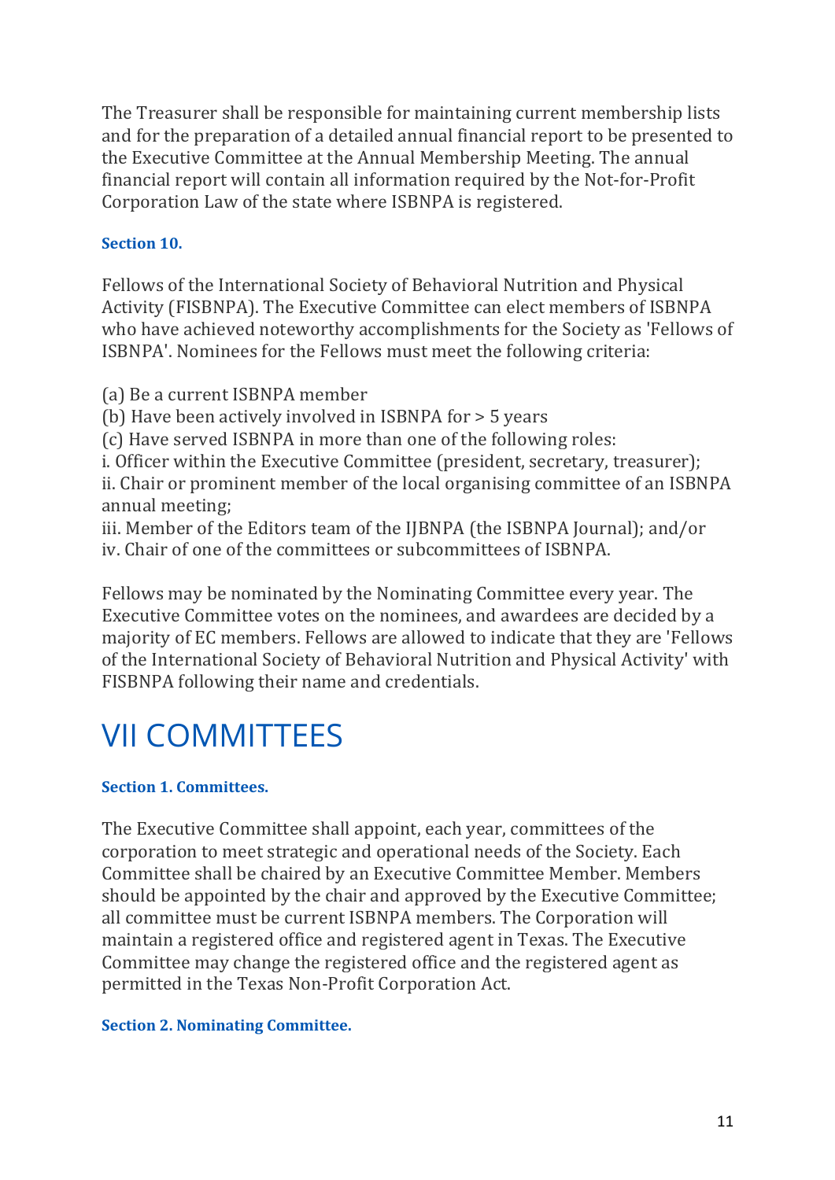The Treasurer shall be responsible for maintaining current membership lists and for the preparation of a detailed annual financial report to be presented to the Executive Committee at the Annual Membership Meeting. The annual financial report will contain all information required by the Not-for-Profit Corporation Law of the state where ISBNPA is registered.

#### Section 10.

Fellows of the International Society of Behavioral Nutrition and Physical Activity (FISBNPA). The Executive Committee can elect members of ISBNPA who have achieved noteworthy accomplishments for the Society as 'Fellows of ISBNPA'. Nominees for the Fellows must meet the following criteria:

(a) Be a current ISBNPA member
(b) Have been actively involved in ISBNPA for > 5 years
(c) Have served ISBNPA in more than one of the following roles:
i. Officer within the Executive Committee (president, secretary, treasurer);
ii. Chair or prominent member of the local organising committee of an ISBNPA annual meeting;
iii. Member of the Editors team of the IJBNPA (the ISBNPA Journal); and/or
iv. Chair of one of the committees or subcommittees of ISBNPA.

Fellows may be nominated by the Nominating Committee every year. The Executive Committee votes on the nominees, and awardees are decided by a majority of EC members. Fellows are allowed to indicate that they are 'Fellows of the International Society of Behavioral Nutrition and Physical Activity' with FISBNPA following their name and credentials.

# VII COMMITTEES

#### Section 1. Committees.

The Executive Committee shall appoint, each year, committees of the corporation to meet strategic and operational needs of the Society. Each Committee shall be chaired by an Executive Committee Member. Members should be appointed by the chair and approved by the Executive Committee; all committee must be current ISBNPA members. The Corporation will maintain a registered office and registered agent in Texas. The Executive Committee may change the registered office and the registered agent as permitted in the Texas Non-Profit Corporation Act.

#### Section 2. Nominating Committee.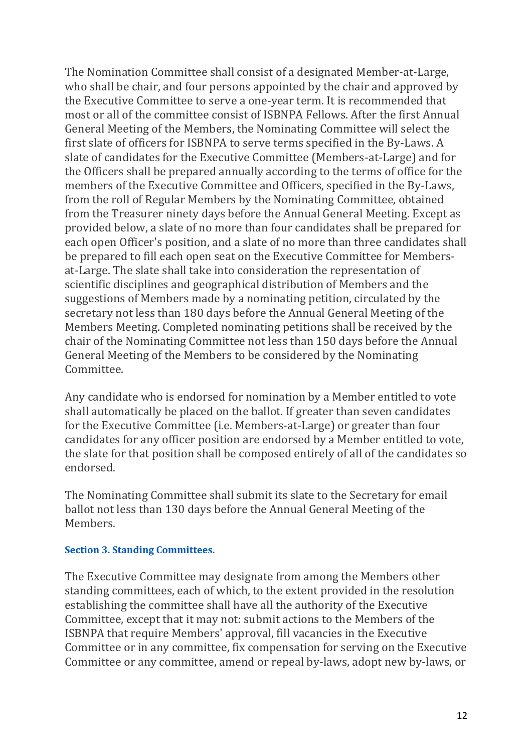The Nomination Committee shall consist of a designated Member-at-Large, who shall be chair, and four persons appointed by the chair and approved by the Executive Committee to serve a one-year term. It is recommended that most or all of the committee consist of ISBNPA Fellows. After the first Annual General Meeting of the Members, the Nominating Committee will select the first slate of officers for ISBNPA to serve terms specified in the By-Laws. A slate of candidates for the Executive Committee (Members-at-Large) and for the Officers shall be prepared annually according to the terms of office for the members of the Executive Committee and Officers, specified in the By-Laws, from the roll of Regular Members by the Nominating Committee, obtained from the Treasurer ninety days before the Annual General Meeting. Except as provided below, a slate of no more than four candidates shall be prepared for each open Officer's position, and a slate of no more than three candidates shall be prepared to fill each open seat on the Executive Committee for Members-at-Large. The slate shall take into consideration the representation of scientific disciplines and geographical distribution of Members and the suggestions of Members made by a nominating petition, circulated by the secretary not less than 180 days before the Annual General Meeting of the Members Meeting. Completed nominating petitions shall be received by the chair of the Nominating Committee not less than 150 days before the Annual General Meeting of the Members to be considered by the Nominating Committee.

Any candidate who is endorsed for nomination by a Member entitled to vote shall automatically be placed on the ballot. If greater than seven candidates for the Executive Committee (i.e. Members-at-Large) or greater than four candidates for any officer position are endorsed by a Member entitled to vote, the slate for that position shall be composed entirely of all of the candidates so endorsed.

The Nominating Committee shall submit its slate to the Secretary for email ballot not less than 130 days before the Annual General Meeting of the Members.

#### Section 3. Standing Committees.

The Executive Committee may designate from among the Members other standing committees, each of which, to the extent provided in the resolution establishing the committee shall have all the authority of the Executive Committee, except that it may not: submit actions to the Members of the ISBNPA that require Members' approval, fill vacancies in the Executive Committee or in any committee, fix compensation for serving on the Executive Committee or any committee, amend or repeal by-laws, adopt new by-laws, or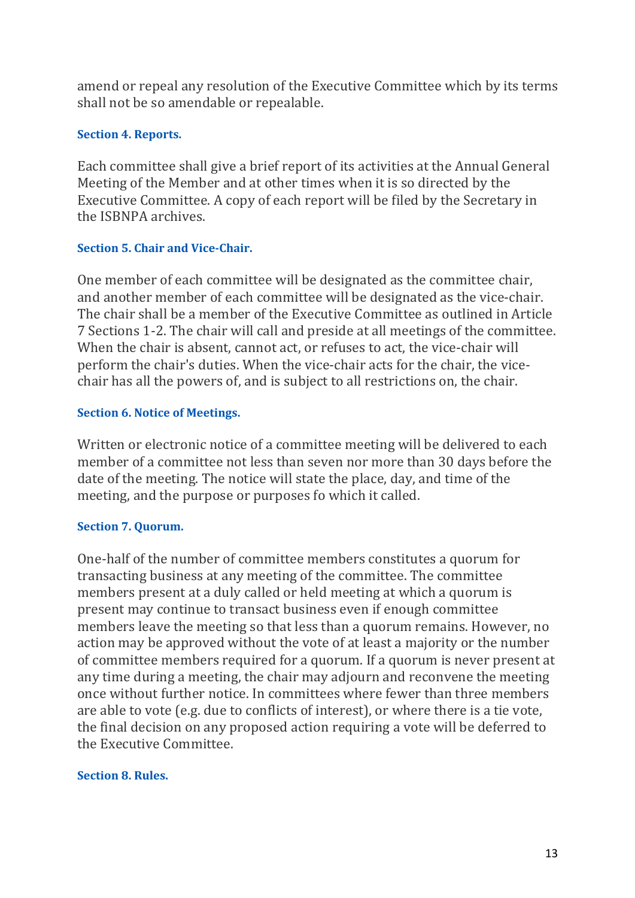amend or repeal any resolution of the Executive Committee which by its terms shall not be so amendable or repealable.

### Section 4. Reports.

Each committee shall give a brief report of its activities at the Annual General Meeting of the Member and at other times when it is so directed by the Executive Committee. A copy of each report will be filed by the Secretary in the ISBNPA archives.

### Section 5. Chair and Vice-Chair.

One member of each committee will be designated as the committee chair, and another member of each committee will be designated as the vice-chair. The chair shall be a member of the Executive Committee as outlined in Article 7 Sections 1-2. The chair will call and preside at all meetings of the committee. When the chair is absent, cannot act, or refuses to act, the vice-chair will perform the chair's duties. When the vice-chair acts for the chair, the vice-chair has all the powers of, and is subject to all restrictions on, the chair.

### Section 6. Notice of Meetings.

Written or electronic notice of a committee meeting will be delivered to each member of a committee not less than seven nor more than 30 days before the date of the meeting. The notice will state the place, day, and time of the meeting, and the purpose or purposes fo which it called.

### Section 7. Quorum.

One-half of the number of committee members constitutes a quorum for transacting business at any meeting of the committee. The committee members present at a duly called or held meeting at which a quorum is present may continue to transact business even if enough committee members leave the meeting so that less than a quorum remains. However, no action may be approved without the vote of at least a majority or the number of committee members required for a quorum. If a quorum is never present at any time during a meeting, the chair may adjourn and reconvene the meeting once without further notice. In committees where fewer than three members are able to vote (e.g. due to conflicts of interest), or where there is a tie vote, the final decision on any proposed action requiring a vote will be deferred to the Executive Committee.

### Section 8. Rules.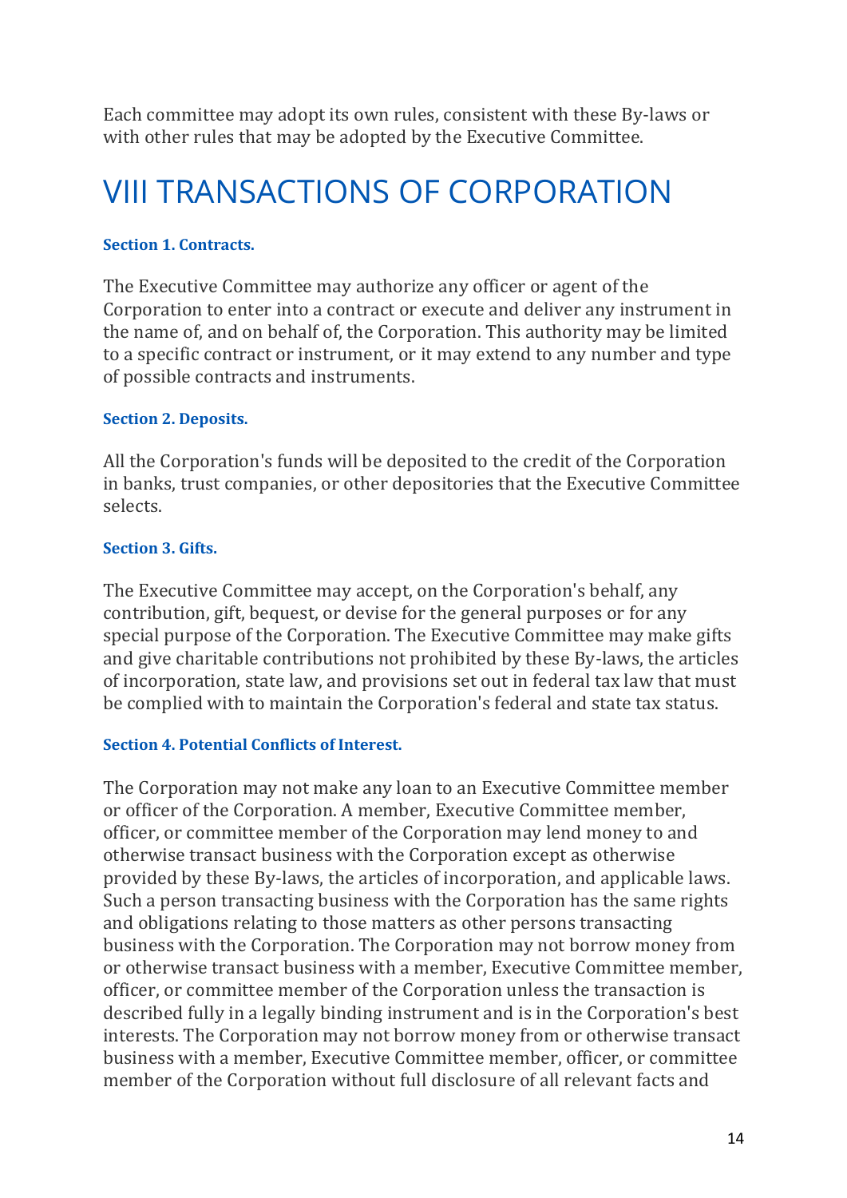Each committee may adopt its own rules, consistent with these By-laws or with other rules that may be adopted by the Executive Committee.

# VIII TRANSACTIONS OF CORPORATION

### Section 1. Contracts.

The Executive Committee may authorize any officer or agent of the Corporation to enter into a contract or execute and deliver any instrument in the name of, and on behalf of, the Corporation. This authority may be limited to a specific contract or instrument, or it may extend to any number and type of possible contracts and instruments.

### Section 2. Deposits.

All the Corporation's funds will be deposited to the credit of the Corporation in banks, trust companies, or other depositories that the Executive Committee selects.

### Section 3. Gifts.

The Executive Committee may accept, on the Corporation's behalf, any contribution, gift, bequest, or devise for the general purposes or for any special purpose of the Corporation. The Executive Committee may make gifts and give charitable contributions not prohibited by these By-laws, the articles of incorporation, state law, and provisions set out in federal tax law that must be complied with to maintain the Corporation's federal and state tax status.

### Section 4. Potential Conflicts of Interest.

The Corporation may not make any loan to an Executive Committee member or officer of the Corporation. A member, Executive Committee member, officer, or committee member of the Corporation may lend money to and otherwise transact business with the Corporation except as otherwise provided by these By-laws, the articles of incorporation, and applicable laws. Such a person transacting business with the Corporation has the same rights and obligations relating to those matters as other persons transacting business with the Corporation. The Corporation may not borrow money from or otherwise transact business with a member, Executive Committee member, officer, or committee member of the Corporation unless the transaction is described fully in a legally binding instrument and is in the Corporation's best interests. The Corporation may not borrow money from or otherwise transact business with a member, Executive Committee member, officer, or committee member of the Corporation without full disclosure of all relevant facts and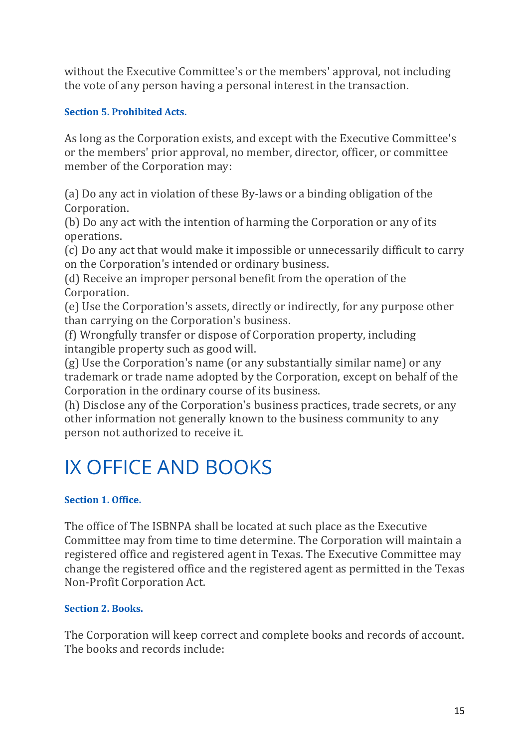without the Executive Committee's or the members' approval, not including the vote of any person having a personal interest in the transaction.

### Section 5. Prohibited Acts.

As long as the Corporation exists, and except with the Executive Committee's or the members' prior approval, no member, director, officer, or committee member of the Corporation may:

(a) Do any act in violation of these By-laws or a binding obligation of the Corporation.
(b) Do any act with the intention of harming the Corporation or any of its operations.
(c) Do any act that would make it impossible or unnecessarily difficult to carry on the Corporation's intended or ordinary business.
(d) Receive an improper personal benefit from the operation of the Corporation.
(e) Use the Corporation's assets, directly or indirectly, for any purpose other than carrying on the Corporation's business.
(f) Wrongfully transfer or dispose of Corporation property, including intangible property such as good will.
(g) Use the Corporation's name (or any substantially similar name) or any trademark or trade name adopted by the Corporation, except on behalf of the Corporation in the ordinary course of its business.
(h) Disclose any of the Corporation's business practices, trade secrets, or any other information not generally known to the business community to any person not authorized to receive it.

# IX OFFICE AND BOOKS

### Section 1. Office.

The office of The ISBNPA shall be located at such place as the Executive Committee may from time to time determine. The Corporation will maintain a registered office and registered agent in Texas. The Executive Committee may change the registered office and the registered agent as permitted in the Texas Non-Profit Corporation Act.

### Section 2. Books.

The Corporation will keep correct and complete books and records of account. The books and records include: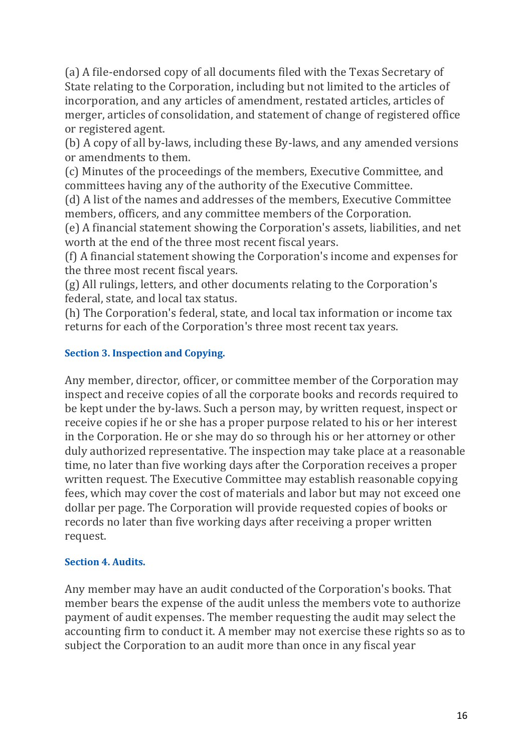(a) A file-endorsed copy of all documents filed with the Texas Secretary of State relating to the Corporation, including but not limited to the articles of incorporation, and any articles of amendment, restated articles, articles of merger, articles of consolidation, and statement of change of registered office or registered agent.
(b) A copy of all by-laws, including these By-laws, and any amended versions or amendments to them.
(c) Minutes of the proceedings of the members, Executive Committee, and committees having any of the authority of the Executive Committee.
(d) A list of the names and addresses of the members, Executive Committee members, officers, and any committee members of the Corporation.
(e) A financial statement showing the Corporation's assets, liabilities, and net worth at the end of the three most recent fiscal years.
(f) A financial statement showing the Corporation's income and expenses for the three most recent fiscal years.
(g) All rulings, letters, and other documents relating to the Corporation's federal, state, and local tax status.
(h) The Corporation's federal, state, and local tax information or income tax returns for each of the Corporation's three most recent tax years.

### Section 3. Inspection and Copying.

Any member, director, officer, or committee member of the Corporation may inspect and receive copies of all the corporate books and records required to be kept under the by-laws. Such a person may, by written request, inspect or receive copies if he or she has a proper purpose related to his or her interest in the Corporation. He or she may do so through his or her attorney or other duly authorized representative. The inspection may take place at a reasonable time, no later than five working days after the Corporation receives a proper written request. The Executive Committee may establish reasonable copying fees, which may cover the cost of materials and labor but may not exceed one dollar per page. The Corporation will provide requested copies of books or records no later than five working days after receiving a proper written request.

### Section 4. Audits.

Any member may have an audit conducted of the Corporation's books. That member bears the expense of the audit unless the members vote to authorize payment of audit expenses. The member requesting the audit may select the accounting firm to conduct it. A member may not exercise these rights so as to subject the Corporation to an audit more than once in any fiscal year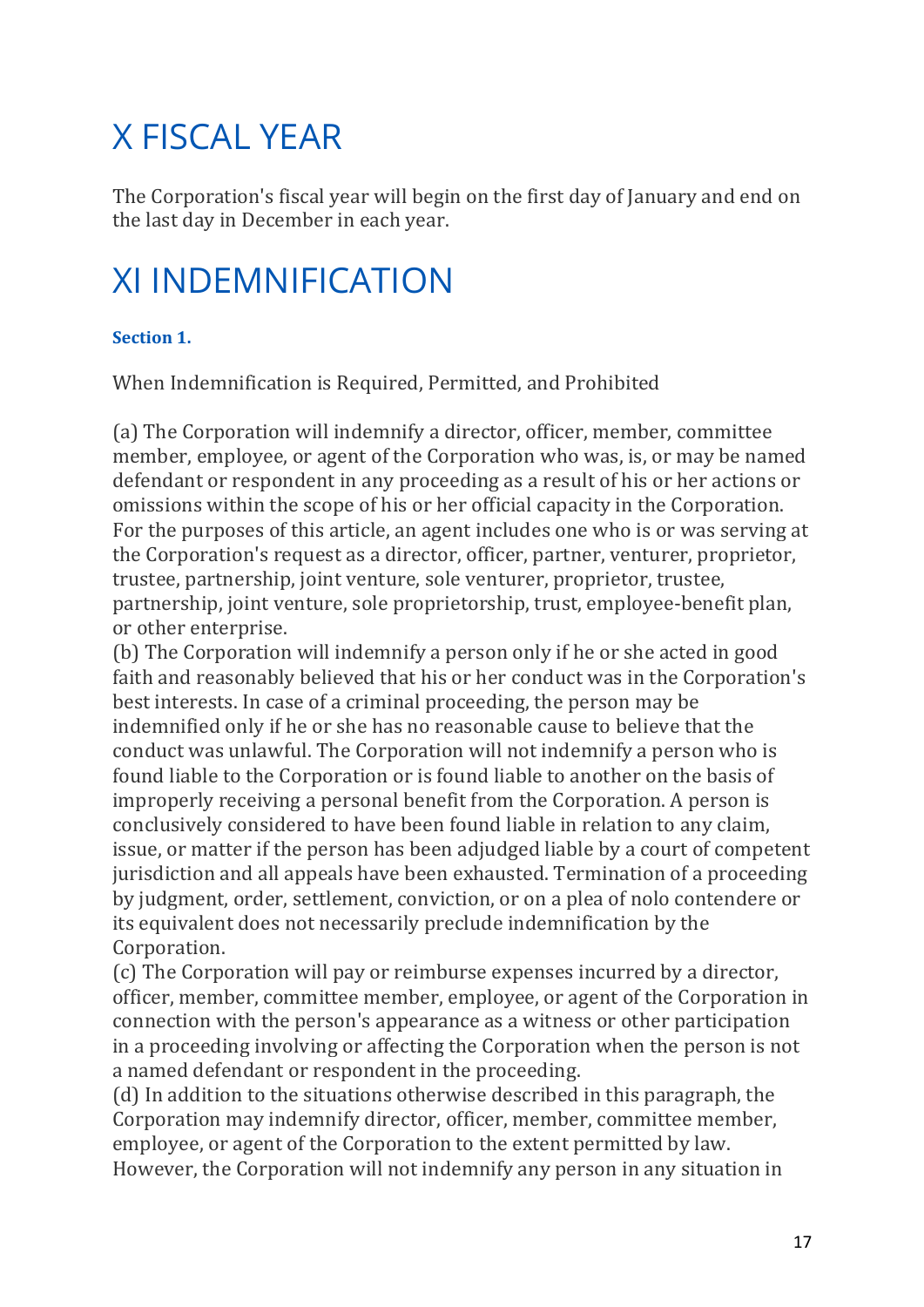# X FISCAL YEAR

The Corporation's fiscal year will begin on the first day of January and end on the last day in December in each year.

# XI INDEMNIFICATION

**Section 1.**

When Indemnification is Required, Permitted, and Prohibited

(a) The Corporation will indemnify a director, officer, member, committee member, employee, or agent of the Corporation who was, is, or may be named defendant or respondent in any proceeding as a result of his or her actions or omissions within the scope of his or her official capacity in the Corporation. For the purposes of this article, an agent includes one who is or was serving at the Corporation's request as a director, officer, partner, venturer, proprietor, trustee, partnership, joint venture, sole venturer, proprietor, trustee, partnership, joint venture, sole proprietorship, trust, employee-benefit plan, or other enterprise.
(b) The Corporation will indemnify a person only if he or she acted in good faith and reasonably believed that his or her conduct was in the Corporation's best interests. In case of a criminal proceeding, the person may be indemnified only if he or she has no reasonable cause to believe that the conduct was unlawful. The Corporation will not indemnify a person who is found liable to the Corporation or is found liable to another on the basis of improperly receiving a personal benefit from the Corporation. A person is conclusively considered to have been found liable in relation to any claim, issue, or matter if the person has been adjudged liable by a court of competent jurisdiction and all appeals have been exhausted. Termination of a proceeding by judgment, order, settlement, conviction, or on a plea of nolo contendere or its equivalent does not necessarily preclude indemnification by the Corporation.
(c) The Corporation will pay or reimburse expenses incurred by a director, officer, member, committee member, employee, or agent of the Corporation in connection with the person's appearance as a witness or other participation in a proceeding involving or affecting the Corporation when the person is not a named defendant or respondent in the proceeding.
(d) In addition to the situations otherwise described in this paragraph, the Corporation may indemnify director, officer, member, committee member, employee, or agent of the Corporation to the extent permitted by law. However, the Corporation will not indemnify any person in any situation in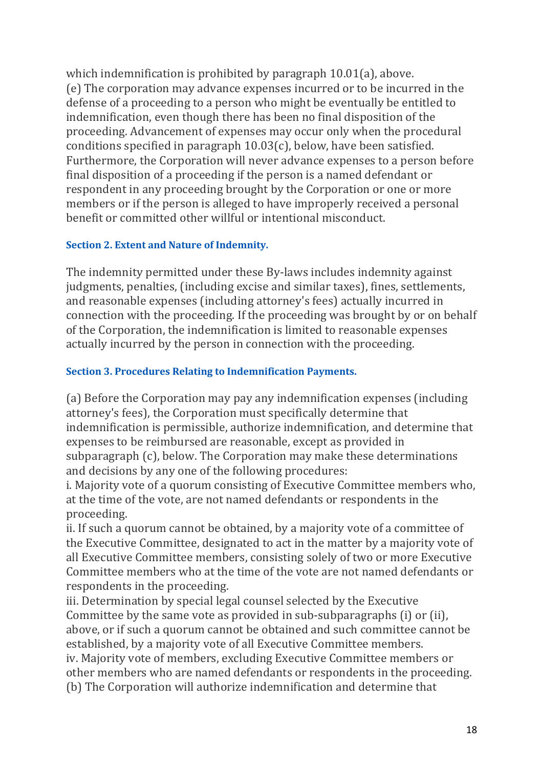which indemnification is prohibited by paragraph 10.01(a), above.
(e) The corporation may advance expenses incurred or to be incurred in the defense of a proceeding to a person who might be eventually be entitled to indemnification, even though there has been no final disposition of the proceeding. Advancement of expenses may occur only when the procedural conditions specified in paragraph 10.03(c), below, have been satisfied. Furthermore, the Corporation will never advance expenses to a person before final disposition of a proceeding if the person is a named defendant or respondent in any proceeding brought by the Corporation or one or more members or if the person is alleged to have improperly received a personal benefit or committed other willful or intentional misconduct.

### Section 2. Extent and Nature of Indemnity.

The indemnity permitted under these By-laws includes indemnity against judgments, penalties, (including excise and similar taxes), fines, settlements, and reasonable expenses (including attorney's fees) actually incurred in connection with the proceeding. If the proceeding was brought by or on behalf of the Corporation, the indemnification is limited to reasonable expenses actually incurred by the person in connection with the proceeding.

### Section 3. Procedures Relating to Indemnification Payments.

(a) Before the Corporation may pay any indemnification expenses (including attorney's fees), the Corporation must specifically determine that indemnification is permissible, authorize indemnification, and determine that expenses to be reimbursed are reasonable, except as provided in subparagraph (c), below. The Corporation may make these determinations and decisions by any one of the following procedures:
i. Majority vote of a quorum consisting of Executive Committee members who, at the time of the vote, are not named defendants or respondents in the proceeding.
ii. If such a quorum cannot be obtained, by a majority vote of a committee of the Executive Committee, designated to act in the matter by a majority vote of all Executive Committee members, consisting solely of two or more Executive Committee members who at the time of the vote are not named defendants or respondents in the proceeding.
iii. Determination by special legal counsel selected by the Executive Committee by the same vote as provided in sub-subparagraphs (i) or (ii), above, or if such a quorum cannot be obtained and such committee cannot be established, by a majority vote of all Executive Committee members.
iv. Majority vote of members, excluding Executive Committee members or other members who are named defendants or respondents in the proceeding.
(b) The Corporation will authorize indemnification and determine that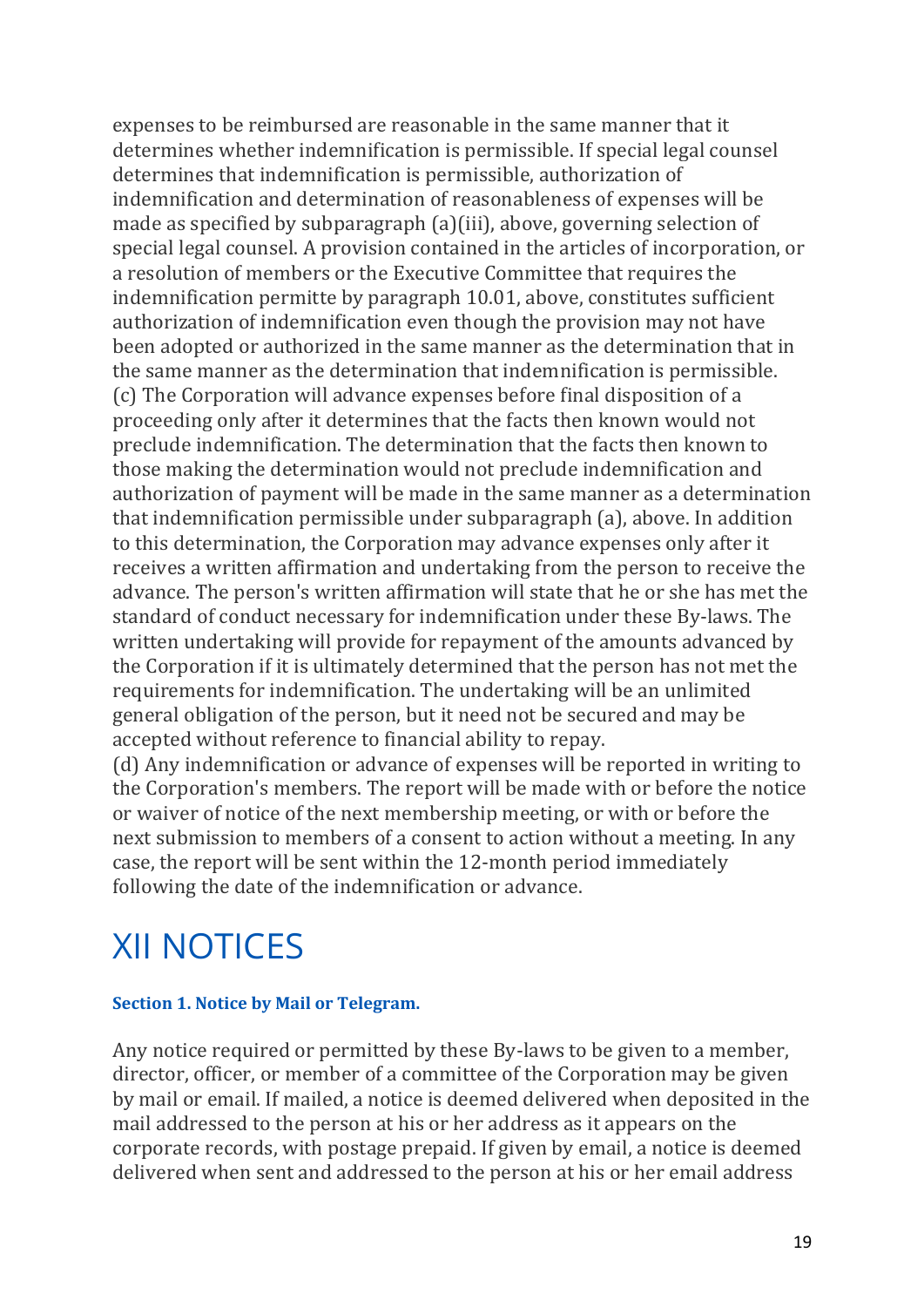expenses to be reimbursed are reasonable in the same manner that it determines whether indemnification is permissible. If special legal counsel determines that indemnification is permissible, authorization of indemnification and determination of reasonableness of expenses will be made as specified by subparagraph (a)(iii), above, governing selection of special legal counsel. A provision contained in the articles of incorporation, or a resolution of members or the Executive Committee that requires the indemnification permitte by paragraph 10.01, above, constitutes sufficient authorization of indemnification even though the provision may not have been adopted or authorized in the same manner as the determination that in the same manner as the determination that indemnification is permissible.

(c) The Corporation will advance expenses before final disposition of a proceeding only after it determines that the facts then known would not preclude indemnification. The determination that the facts then known to those making the determination would not preclude indemnification and authorization of payment will be made in the same manner as a determination that indemnification permissible under subparagraph (a), above. In addition to this determination, the Corporation may advance expenses only after it receives a written affirmation and undertaking from the person to receive the advance. The person's written affirmation will state that he or she has met the standard of conduct necessary for indemnification under these By-laws. The written undertaking will provide for repayment of the amounts advanced by the Corporation if it is ultimately determined that the person has not met the requirements for indemnification. The undertaking will be an unlimited general obligation of the person, but it need not be secured and may be accepted without reference to financial ability to repay.

(d) Any indemnification or advance of expenses will be reported in writing to the Corporation's members. The report will be made with or before the notice or waiver of notice of the next membership meeting, or with or before the next submission to members of a consent to action without a meeting. In any case, the report will be sent within the 12-month period immediately following the date of the indemnification or advance.

# XII NOTICES

### Section 1. Notice by Mail or Telegram.

Any notice required or permitted by these By-laws to be given to a member, director, officer, or member of a committee of the Corporation may be given by mail or email. If mailed, a notice is deemed delivered when deposited in the mail addressed to the person at his or her address as it appears on the corporate records, with postage prepaid. If given by email, a notice is deemed delivered when sent and addressed to the person at his or her email address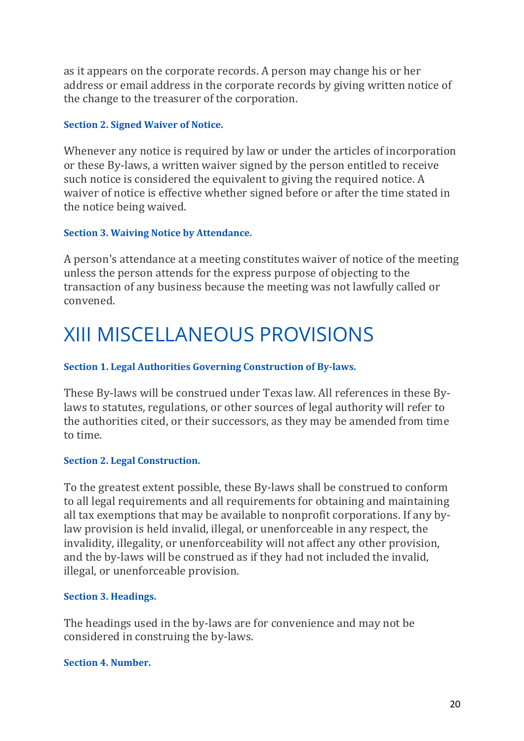as it appears on the corporate records. A person may change his or her address or email address in the corporate records by giving written notice of the change to the treasurer of the corporation.

#### Section 2. Signed Waiver of Notice.

Whenever any notice is required by law or under the articles of incorporation or these By-laws, a written waiver signed by the person entitled to receive such notice is considered the equivalent to giving the required notice. A waiver of notice is effective whether signed before or after the time stated in the notice being waived.

#### Section 3. Waiving Notice by Attendance.

A person's attendance at a meeting constitutes waiver of notice of the meeting unless the person attends for the express purpose of objecting to the transaction of any business because the meeting was not lawfully called or convened.

# XIII MISCELLANEOUS PROVISIONS

#### Section 1. Legal Authorities Governing Construction of By-laws.

These By-laws will be construed under Texas law. All references in these By-laws to statutes, regulations, or other sources of legal authority will refer to the authorities cited, or their successors, as they may be amended from time to time.

#### Section 2. Legal Construction.

To the greatest extent possible, these By-laws shall be construed to conform to all legal requirements and all requirements for obtaining and maintaining all tax exemptions that may be available to nonprofit corporations. If any by-law provision is held invalid, illegal, or unenforceable in any respect, the invalidity, illegality, or unenforceability will not affect any other provision, and the by-laws will be construed as if they had not included the invalid, illegal, or unenforceable provision.

#### Section 3. Headings.

The headings used in the by-laws are for convenience and may not be considered in construing the by-laws.

#### Section 4. Number.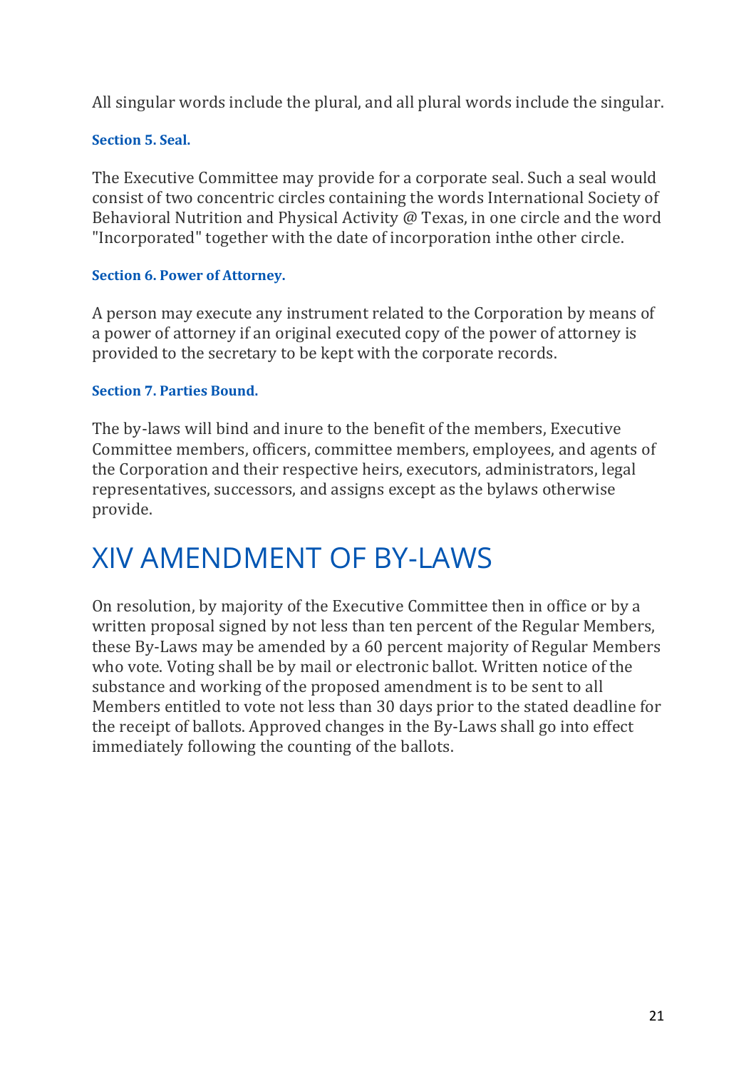All singular words include the plural, and all plural words include the singular.

### Section 5. Seal.

The Executive Committee may provide for a corporate seal. Such a seal would consist of two concentric circles containing the words International Society of Behavioral Nutrition and Physical Activity @ Texas, in one circle and the word "Incorporated" together with the date of incorporation inthe other circle.

### Section 6. Power of Attorney.

A person may execute any instrument related to the Corporation by means of a power of attorney if an original executed copy of the power of attorney is provided to the secretary to be kept with the corporate records.

### Section 7. Parties Bound.

The by-laws will bind and inure to the benefit of the members, Executive Committee members, officers, committee members, employees, and agents of the Corporation and their respective heirs, executors, administrators, legal representatives, successors, and assigns except as the bylaws otherwise provide.

# XIV AMENDMENT OF BY-LAWS

On resolution, by majority of the Executive Committee then in office or by a written proposal signed by not less than ten percent of the Regular Members, these By-Laws may be amended by a 60 percent majority of Regular Members who vote. Voting shall be by mail or electronic ballot. Written notice of the substance and working of the proposed amendment is to be sent to all Members entitled to vote not less than 30 days prior to the stated deadline for the receipt of ballots. Approved changes in the By-Laws shall go into effect immediately following the counting of the ballots.